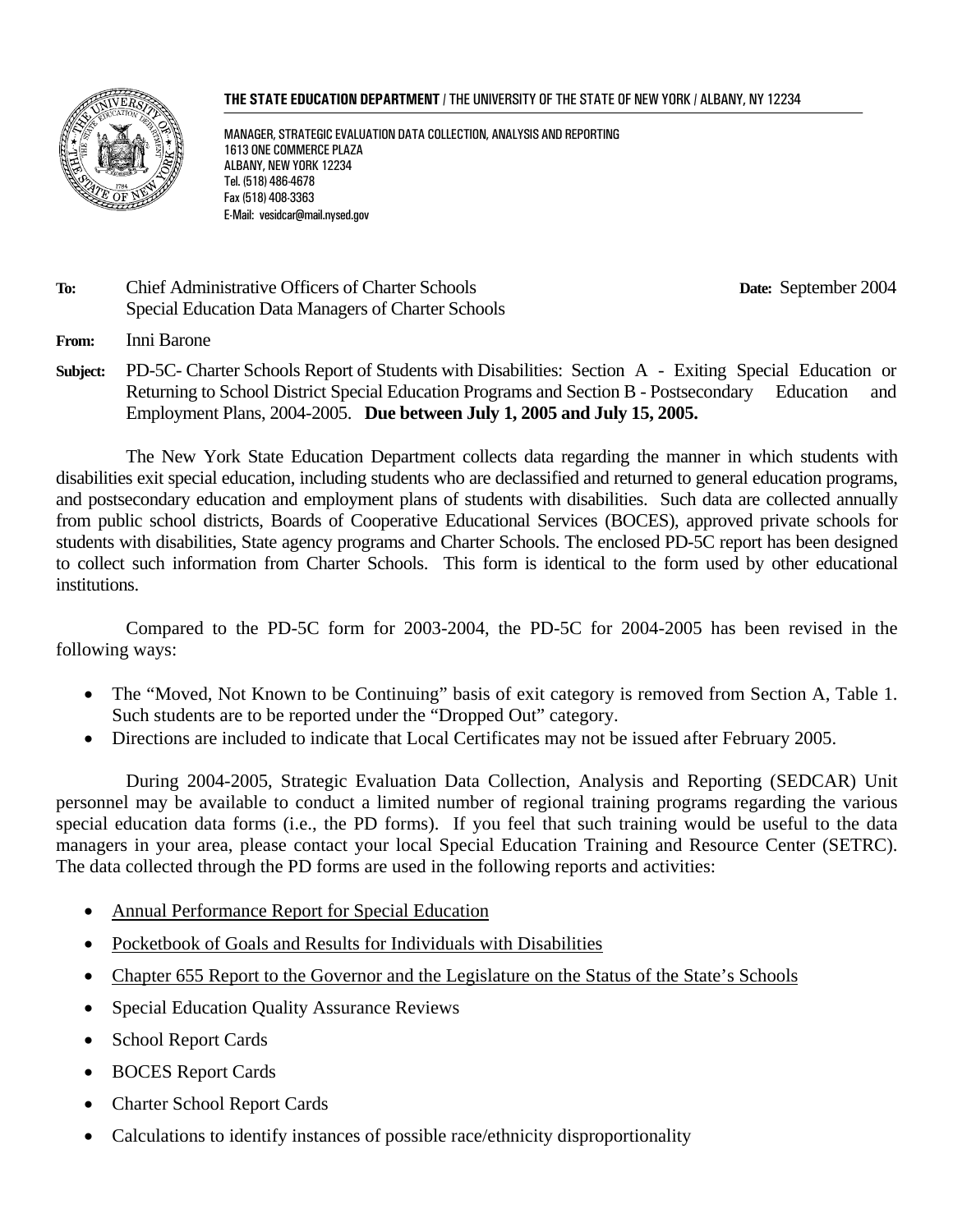**THE STATE EDUCATION DEPARTMENT** / THE UNIVERSITY OF THE STATE OF NEW YORK / ALBANY, NY 12234

MANAGER, STRATEGIC EVALUATION DATA COLLECTION, ANALYSIS AND REPORTING
1613 ONE COMMERCE PLAZA
ALBANY, NEW YORK 12234
Tel. (518) 486-4678
Fax (518) 408-3363
E-Mail: vesidcar@mail.nysed.gov

**To:** Chief Administrative Officers of Charter Schools
Special Education Data Managers of Charter Schools

**Date:** September 2004

**From:** Inni Barone

**Subject:** PD-5C- Charter Schools Report of Students with Disabilities: Section A - Exiting Special Education or Returning to School District Special Education Programs and Section B - Postsecondary Education and Employment Plans, 2004-2005. **Due between July 1, 2005 and July 15, 2005.**

The New York State Education Department collects data regarding the manner in which students with disabilities exit special education, including students who are declassified and returned to general education programs, and postsecondary education and employment plans of students with disabilities. Such data are collected annually from public school districts, Boards of Cooperative Educational Services (BOCES), approved private schools for students with disabilities, State agency programs and Charter Schools. The enclosed PD-5C report has been designed to collect such information from Charter Schools. This form is identical to the form used by other educational institutions.

Compared to the PD-5C form for 2003-2004, the PD-5C for 2004-2005 has been revised in the following ways:

- The "Moved, Not Known to be Continuing" basis of exit category is removed from Section A, Table 1. Such students are to be reported under the "Dropped Out" category.
- Directions are included to indicate that Local Certificates may not be issued after February 2005.

During 2004-2005, Strategic Evaluation Data Collection, Analysis and Reporting (SEDCAR) Unit personnel may be available to conduct a limited number of regional training programs regarding the various special education data forms (i.e., the PD forms). If you feel that such training would be useful to the data managers in your area, please contact your local Special Education Training and Resource Center (SETRC). The data collected through the PD forms are used in the following reports and activities:

- Annual Performance Report for Special Education
- Pocketbook of Goals and Results for Individuals with Disabilities
- Chapter 655 Report to the Governor and the Legislature on the Status of the State's Schools
- Special Education Quality Assurance Reviews
- School Report Cards
- BOCES Report Cards
- Charter School Report Cards
- Calculations to identify instances of possible race/ethnicity disproportionality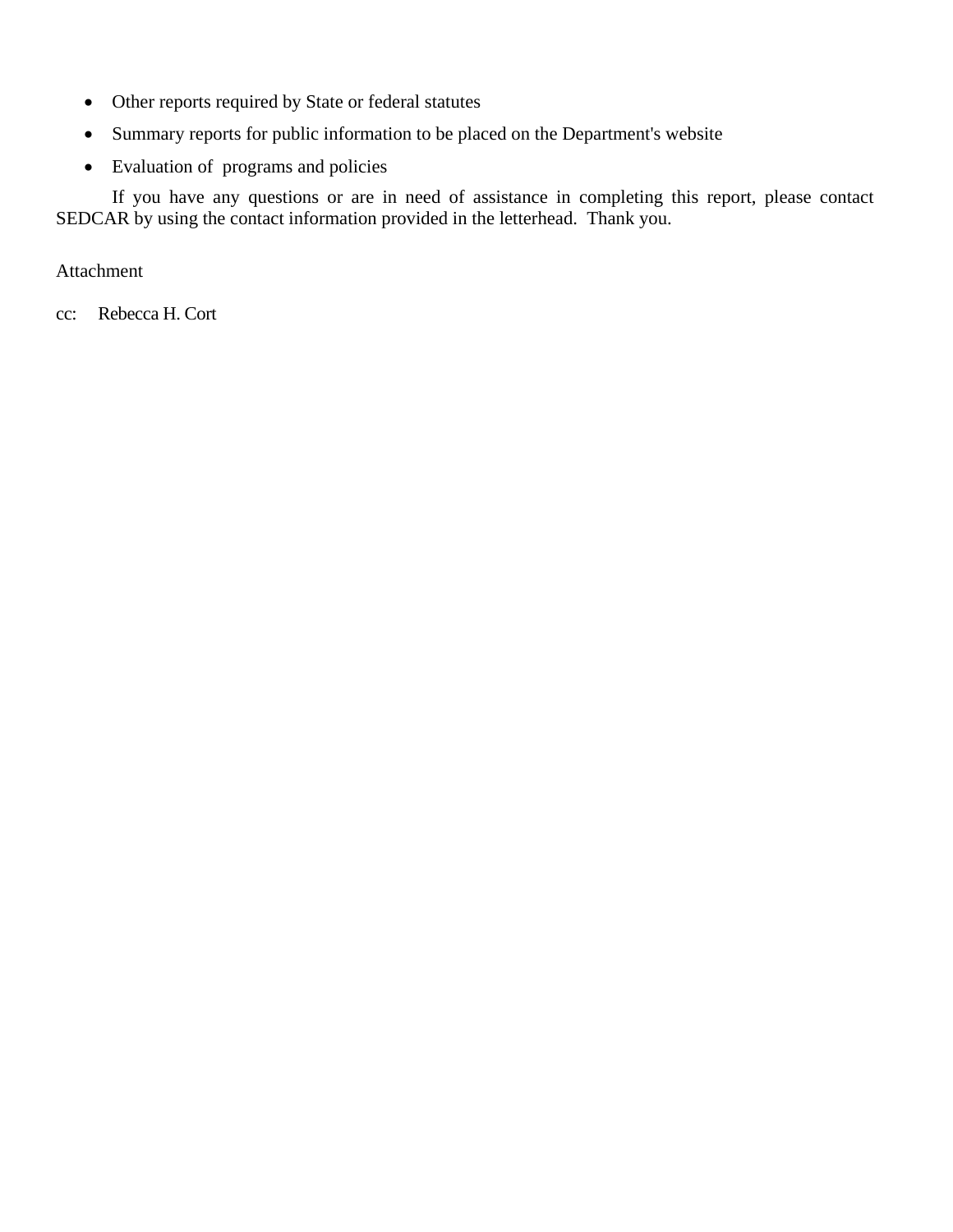- Other reports required by State or federal statutes
- Summary reports for public information to be placed on the Department's website
- Evaluation of programs and policies

If you have any questions or are in need of assistance in completing this report, please contact SEDCAR by using the contact information provided in the letterhead. Thank you.

Attachment

cc: Rebecca H. Cort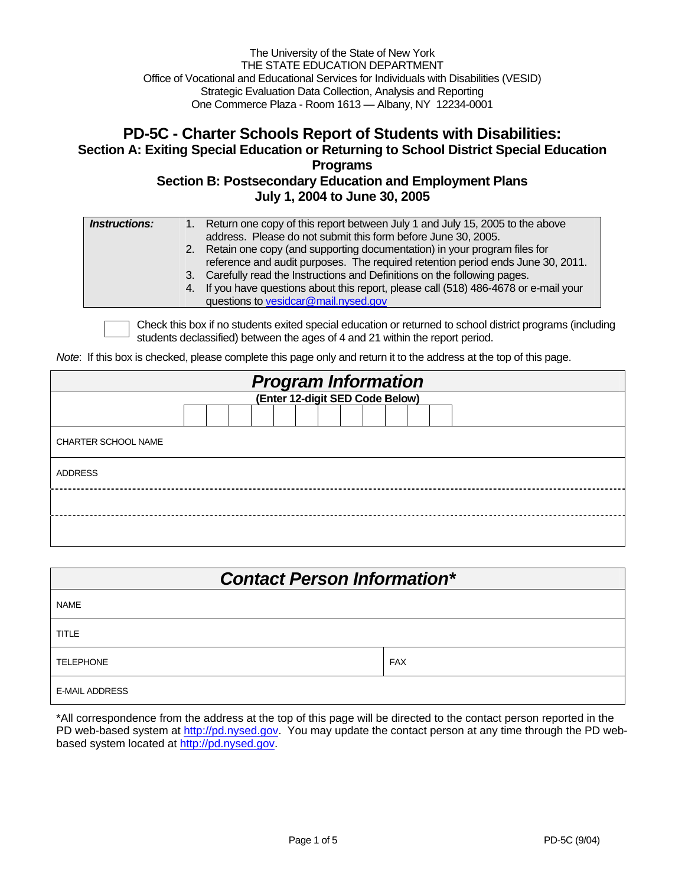The University of the State of New York
THE STATE EDUCATION DEPARTMENT
Office of Vocational and Educational Services for Individuals with Disabilities (VESID)
Strategic Evaluation Data Collection, Analysis and Reporting
One Commerce Plaza - Room 1613 — Albany, NY 12234-0001

# PD-5C - Charter Schools Report of Students with Disabilities:

## Section A: Exiting Special Education or Returning to School District Special Education Programs

## Section B: Postsecondary Education and Employment Plans

## July 1, 2004 to June 30, 2005

| ***Instructions:*** | |
|---|---|
| | 1. Return one copy of this report between July 1 and July 15, 2005 to the above address. Please do not submit this form before June 30, 2005. |
| | 2. Retain one copy (and supporting documentation) in your program files for reference and audit purposes. The required retention period ends June 30, 2011. |
| | 3. Carefully read the Instructions and Definitions on the following pages. |
| | 4. If you have questions about this report, please call (518) 486-4678 or e-mail your questions to vesidcar@mail.nysed.gov |

☐ Check this box if no students exited special education or returned to school district programs (including students declassified) between the ages of 4 and 21 within the report period.

*Note*: If this box is checked, please complete this page only and return it to the address at the top of this page.

| ***Program Information*** |
|---|
| **(Enter 12-digit SED Code Below)** |
| |
| CHARTER SCHOOL NAME |
| ADDRESS |
| |
| |

| ***Contact Person Information**** | |
|---|---|
| NAME | |
| TITLE | |
| TELEPHONE | FAX |
| E-MAIL ADDRESS | |

*All correspondence from the address at the top of this page will be directed to the contact person reported in the PD web-based system at http://pd.nysed.gov. You may update the contact person at any time through the PD web-based system located at http://pd.nysed.gov.

PD-5C (9/04)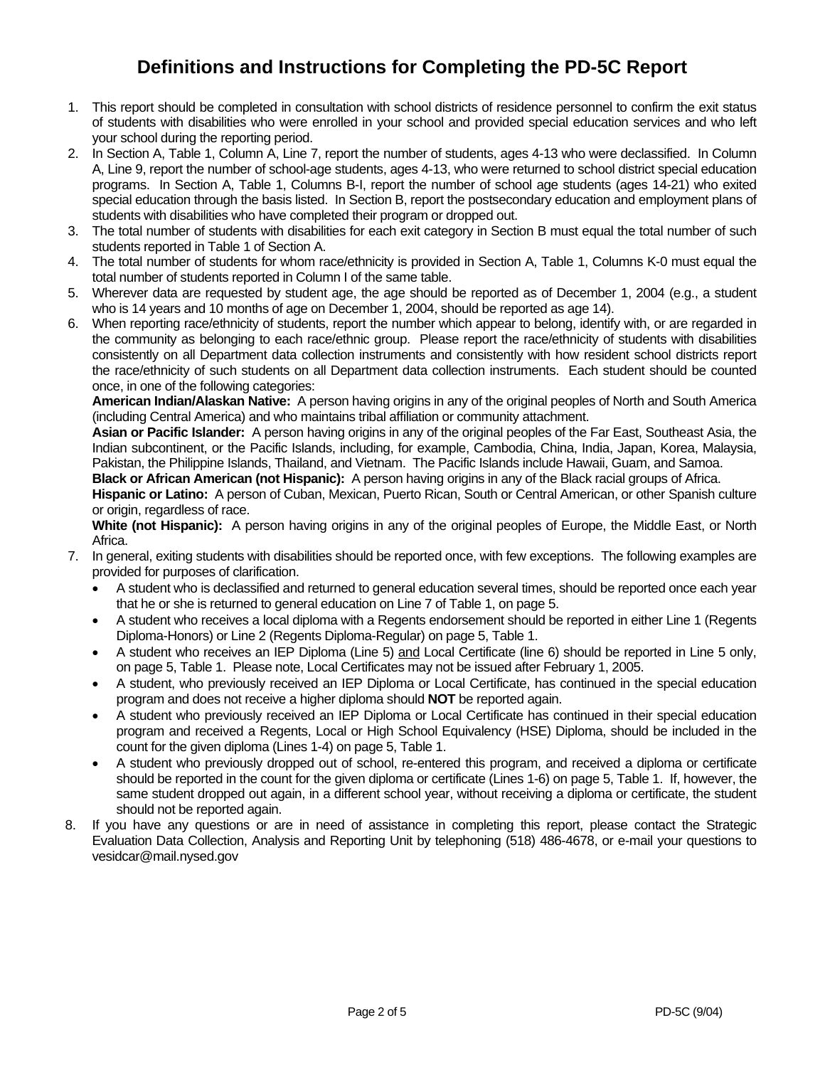# Definitions and Instructions for Completing the PD-5C Report

1. This report should be completed in consultation with school districts of residence personnel to confirm the exit status of students with disabilities who were enrolled in your school and provided special education services and who left your school during the reporting period.
2. In Section A, Table 1, Column A, Line 7, report the number of students, ages 4-13 who were declassified. In Column A, Line 9, report the number of school-age students, ages 4-13, who were returned to school district special education programs. In Section A, Table 1, Columns B-I, report the number of school age students (ages 14-21) who exited special education through the basis listed. In Section B, report the postsecondary education and employment plans of students with disabilities who have completed their program or dropped out.
3. The total number of students with disabilities for each exit category in Section B must equal the total number of such students reported in Table 1 of Section A.
4. The total number of students for whom race/ethnicity is provided in Section A, Table 1, Columns K-0 must equal the total number of students reported in Column I of the same table.
5. Wherever data are requested by student age, the age should be reported as of December 1, 2004 (e.g., a student who is 14 years and 10 months of age on December 1, 2004, should be reported as age 14).
6. When reporting race/ethnicity of students, report the number which appear to belong, identify with, or are regarded in the community as belonging to each race/ethnic group. Please report the race/ethnicity of students with disabilities consistently on all Department data collection instruments and consistently with how resident school districts report the race/ethnicity of such students on all Department data collection instruments. Each student should be counted once, in one of the following categories:
   **American Indian/Alaskan Native:** A person having origins in any of the original peoples of North and South America (including Central America) and who maintains tribal affiliation or community attachment.
   **Asian or Pacific Islander:** A person having origins in any of the original peoples of the Far East, Southeast Asia, the Indian subcontinent, or the Pacific Islands, including, for example, Cambodia, China, India, Japan, Korea, Malaysia, Pakistan, the Philippine Islands, Thailand, and Vietnam. The Pacific Islands include Hawaii, Guam, and Samoa.
   **Black or African American (not Hispanic):** A person having origins in any of the Black racial groups of Africa.
   **Hispanic or Latino:** A person of Cuban, Mexican, Puerto Rican, South or Central American, or other Spanish culture or origin, regardless of race.
   **White (not Hispanic):** A person having origins in any of the original peoples of Europe, the Middle East, or North Africa.
7. In general, exiting students with disabilities should be reported once, with few exceptions. The following examples are provided for purposes of clarification.
   - A student who is declassified and returned to general education several times, should be reported once each year that he or she is returned to general education on Line 7 of Table 1, on page 5.
   - A student who receives a local diploma with a Regents endorsement should be reported in either Line 1 (Regents Diploma-Honors) or Line 2 (Regents Diploma-Regular) on page 5, Table 1.
   - A student who receives an IEP Diploma (Line 5) <u>and</u> Local Certificate (line 6) should be reported in Line 5 only, on page 5, Table 1. Please note, Local Certificates may not be issued after February 1, 2005.
   - A student, who previously received an IEP Diploma or Local Certificate, has continued in the special education program and does not receive a higher diploma should **NOT** be reported again.
   - A student who previously received an IEP Diploma or Local Certificate has continued in their special education program and received a Regents, Local or High School Equivalency (HSE) Diploma, should be included in the count for the given diploma (Lines 1-4) on page 5, Table 1.
   - A student who previously dropped out of school, re-entered this program, and received a diploma or certificate should be reported in the count for the given diploma or certificate (Lines 1-6) on page 5, Table 1. If, however, the same student dropped out again, in a different school year, without receiving a diploma or certificate, the student should not be reported again.
8. If you have any questions or are in need of assistance in completing this report, please contact the Strategic Evaluation Data Collection, Analysis and Reporting Unit by telephoning (518) 486-4678, or e-mail your questions to vesidcar@mail.nysed.gov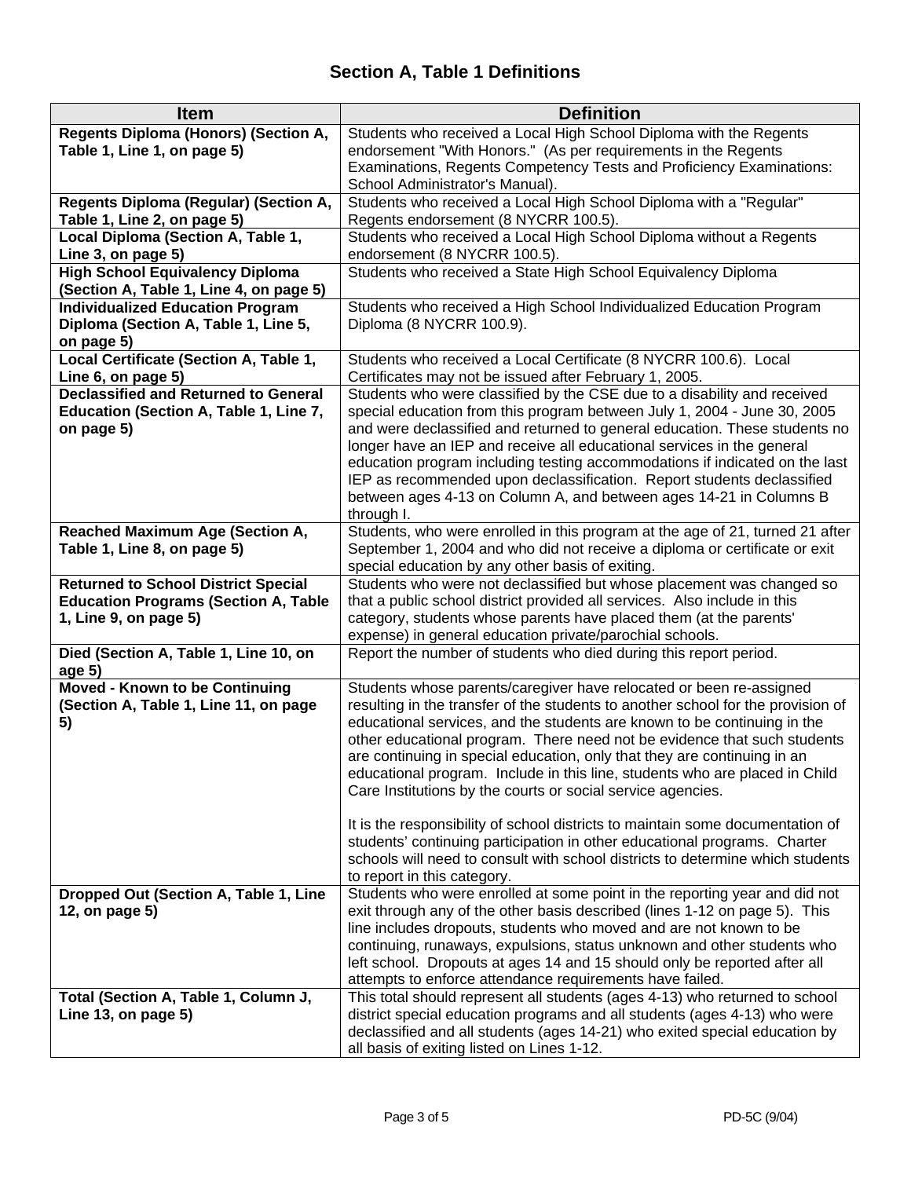## Section A, Table 1 Definitions

| Item | Definition |
|---|---|
| **Regents Diploma (Honors) (Section A, Table 1, Line 1, on page 5)** | Students who received a Local High School Diploma with the Regents endorsement "With Honors." (As per requirements in the Regents Examinations, Regents Competency Tests and Proficiency Examinations: School Administrator's Manual). |
| **Regents Diploma (Regular) (Section A, Table 1, Line 2, on page 5)** | Students who received a Local High School Diploma with a "Regular" Regents endorsement (8 NYCRR 100.5). |
| **Local Diploma (Section A, Table 1, Line 3, on page 5)** | Students who received a Local High School Diploma without a Regents endorsement (8 NYCRR 100.5). |
| **High School Equivalency Diploma (Section A, Table 1, Line 4, on page 5)** | Students who received a State High School Equivalency Diploma |
| **Individualized Education Program Diploma (Section A, Table 1, Line 5, on page 5)** | Students who received a High School Individualized Education Program Diploma (8 NYCRR 100.9). |
| **Local Certificate (Section A, Table 1, Line 6, on page 5)** | Students who received a Local Certificate (8 NYCRR 100.6). Local Certificates may not be issued after February 1, 2005. |
| **Declassified and Returned to General Education (Section A, Table 1, Line 7, on page 5)** | Students who were classified by the CSE due to a disability and received special education from this program between July 1, 2004 - June 30, 2005 and were declassified and returned to general education. These students no longer have an IEP and receive all educational services in the general education program including testing accommodations if indicated on the last IEP as recommended upon declassification. Report students declassified between ages 4-13 on Column A, and between ages 14-21 in Columns B through I. |
| **Reached Maximum Age (Section A, Table 1, Line 8, on page 5)** | Students, who were enrolled in this program at the age of 21, turned 21 after September 1, 2004 and who did not receive a diploma or certificate or exit special education by any other basis of exiting. |
| **Returned to School District Special Education Programs (Section A, Table 1, Line 9, on page 5)** | Students who were not declassified but whose placement was changed so that a public school district provided all services. Also include in this category, students whose parents have placed them (at the parents' expense) in general education private/parochial schools. |
| **Died (Section A, Table 1, Line 10, on age 5)** | Report the number of students who died during this report period. |
| **Moved - Known to be Continuing (Section A, Table 1, Line 11, on page 5)** | Students whose parents/caregiver have relocated or been re-assigned resulting in the transfer of the students to another school for the provision of educational services, and the students are known to be continuing in the other educational program. There need not be evidence that such students are continuing in special education, only that they are continuing in an educational program. Include in this line, students who are placed in Child Care Institutions by the courts or social service agencies.<br><br>It is the responsibility of school districts to maintain some documentation of students' continuing participation in other educational programs. Charter schools will need to consult with school districts to determine which students to report in this category. |
| **Dropped Out (Section A, Table 1, Line 12, on page 5)** | Students who were enrolled at some point in the reporting year and did not exit through any of the other basis described (lines 1-12 on page 5). This line includes dropouts, students who moved and are not known to be continuing, runaways, expulsions, status unknown and other students who left school. Dropouts at ages 14 and 15 should only be reported after all attempts to enforce attendance requirements have failed. |
| **Total (Section A, Table 1, Column J, Line 13, on page 5)** | This total should represent all students (ages 4-13) who returned to school district special education programs and all students (ages 4-13) who were declassified and all students (ages 14-21) who exited special education by all basis of exiting listed on Lines 1-12. |

PD-5C (9/04)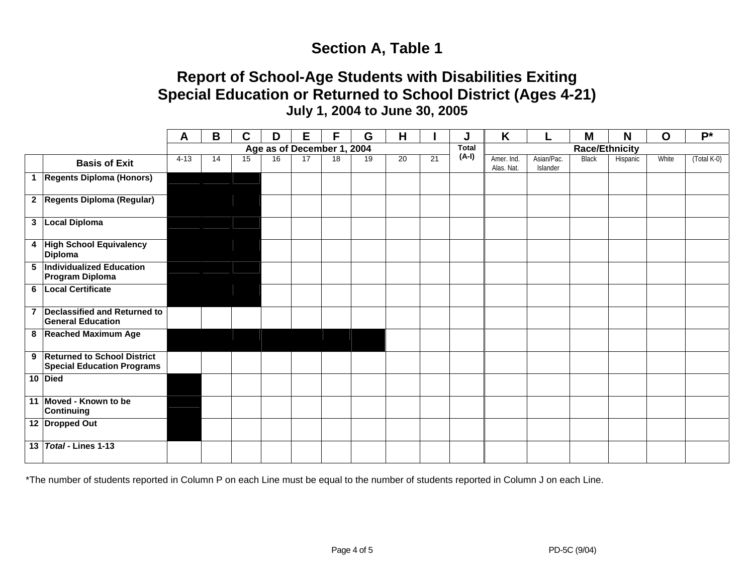## Section A, Table 1

## Report of School-Age Students with Disabilities Exiting Special Education or Returned to School District (Ages 4-21)

### July 1, 2004 to June 30, 2005

| | | A | B | C | D | E | F | G | H | I | J | K | L | M | N | O | P* |
|---|---|---|---|---|---|---|---|---|---|---|---|---|---|---|---|---|---|
| | | Age as of December 1, 2004 | | | | | | | | | Total (A-I) | Race/Ethnicity | | | | | |
| | **Basis of Exit** | 4-13 | 14 | 15 | 16 | 17 | 18 | 19 | 20 | 21 | | Amer. Ind. Alas. Nat. | Asian/Pac. Islander | Black | Hispanic | White | (Total K-0) |
| 1 | **Regents Diploma (Honors)** | | | | | | | | | | | | | | | | |
| 2 | **Regents Diploma (Regular)** | | | | | | | | | | | | | | | | |
| 3 | **Local Diploma** | | | | | | | | | | | | | | | | |
| 4 | **High School Equivalency Diploma** | | | | | | | | | | | | | | | | |
| 5 | **Individualized Education Program Diploma** | | | | | | | | | | | | | | | | |
| 6 | **Local Certificate** | | | | | | | | | | | | | | | | |
| 7 | **Declassified and Returned to General Education** | | | | | | | | | | | | | | | | |
| 8 | **Reached Maximum Age** | | | | | | | | | | | | | | | | |
| 9 | **Returned to School District Special Education Programs** | | | | | | | | | | | | | | | | |
| 10 | **Died** | | | | | | | | | | | | | | | | |
| 11 | **Moved - Known to be Continuing** | | | | | | | | | | | | | | | | |
| 12 | **Dropped Out** | | | | | | | | | | | | | | | | |
| 13 | ***Total* - Lines 1-13** | | | | | | | | | | | | | | | | |

*The number of students reported in Column P on each Line must be equal to the number of students reported in Column J on each Line.

PD-5C (9/04)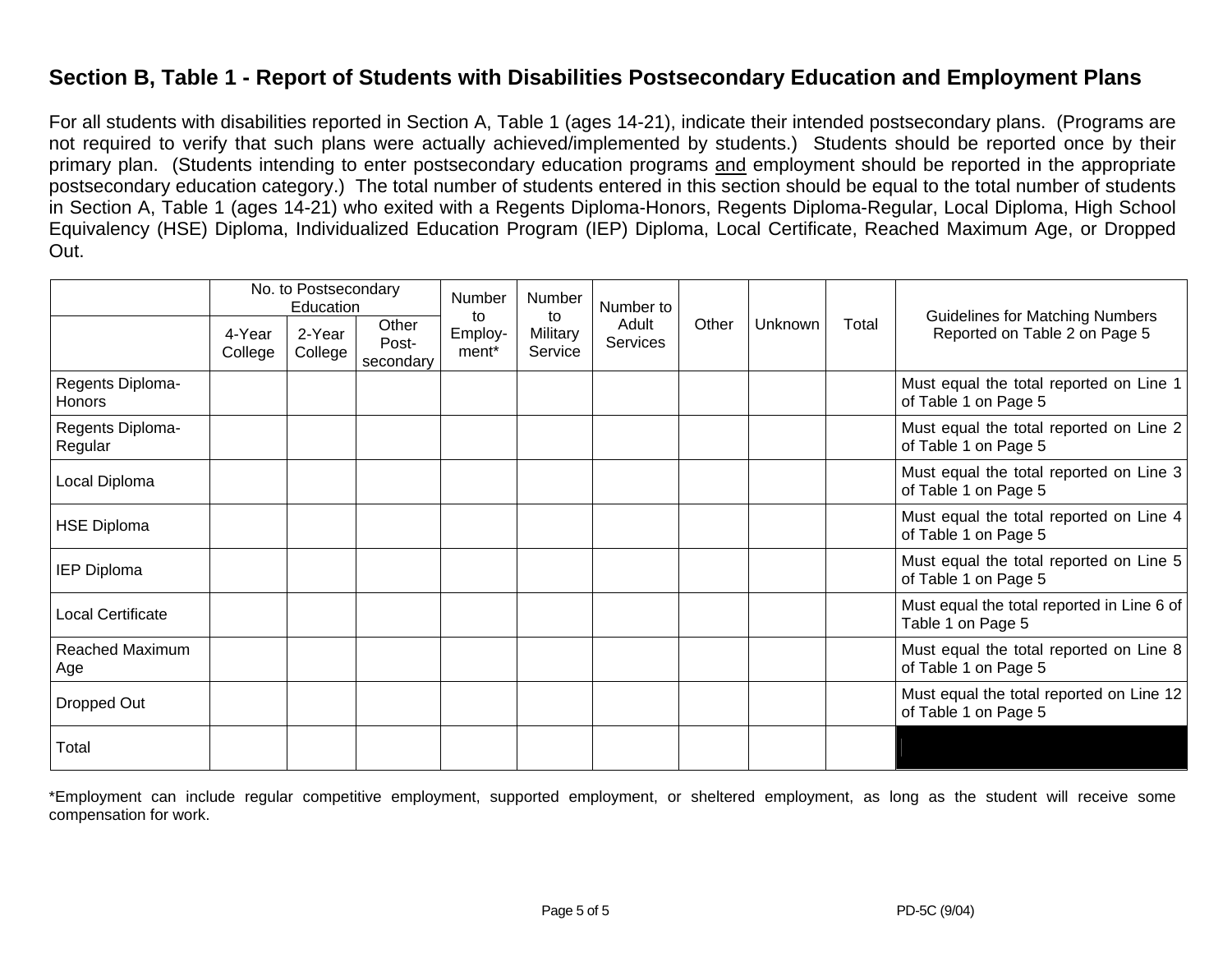## Section B, Table 1 - Report of Students with Disabilities Postsecondary Education and Employment Plans

For all students with disabilities reported in Section A, Table 1 (ages 14-21), indicate their intended postsecondary plans. (Programs are not required to verify that such plans were actually achieved/implemented by students.) Students should be reported once by their primary plan. (Students intending to enter postsecondary education programs and employment should be reported in the appropriate postsecondary education category.) The total number of students entered in this section should be equal to the total number of students in Section A, Table 1 (ages 14-21) who exited with a Regents Diploma-Honors, Regents Diploma-Regular, Local Diploma, High School Equivalency (HSE) Diploma, Individualized Education Program (IEP) Diploma, Local Certificate, Reached Maximum Age, or Dropped Out.

| | No. to Postsecondary Education | | | Number to Employ-ment* | Number to Military Service | Number to Adult Services | Other | Unknown | Total | Guidelines for Matching Numbers Reported on Table 2 on Page 5 |
|---|---|---|---|---|---|---|---|---|---|---|
| | 4-Year College | 2-Year College | Other Post-secondary | | | | | | | |
| Regents Diploma-Honors | | | | | | | | | | Must equal the total reported on Line 1 of Table 1 on Page 5 |
| Regents Diploma-Regular | | | | | | | | | | Must equal the total reported on Line 2 of Table 1 on Page 5 |
| Local Diploma | | | | | | | | | | Must equal the total reported on Line 3 of Table 1 on Page 5 |
| HSE Diploma | | | | | | | | | | Must equal the total reported on Line 4 of Table 1 on Page 5 |
| IEP Diploma | | | | | | | | | | Must equal the total reported on Line 5 of Table 1 on Page 5 |
| Local Certificate | | | | | | | | | | Must equal the total reported in Line 6 of Table 1 on Page 5 |
| Reached Maximum Age | | | | | | | | | | Must equal the total reported on Line 8 of Table 1 on Page 5 |
| Dropped Out | | | | | | | | | | Must equal the total reported on Line 12 of Table 1 on Page 5 |
| Total | | | | | | | | | | |

*Employment can include regular competitive employment, supported employment, or sheltered employment, as long as the student will receive some compensation for work.

PD-5C (9/04)